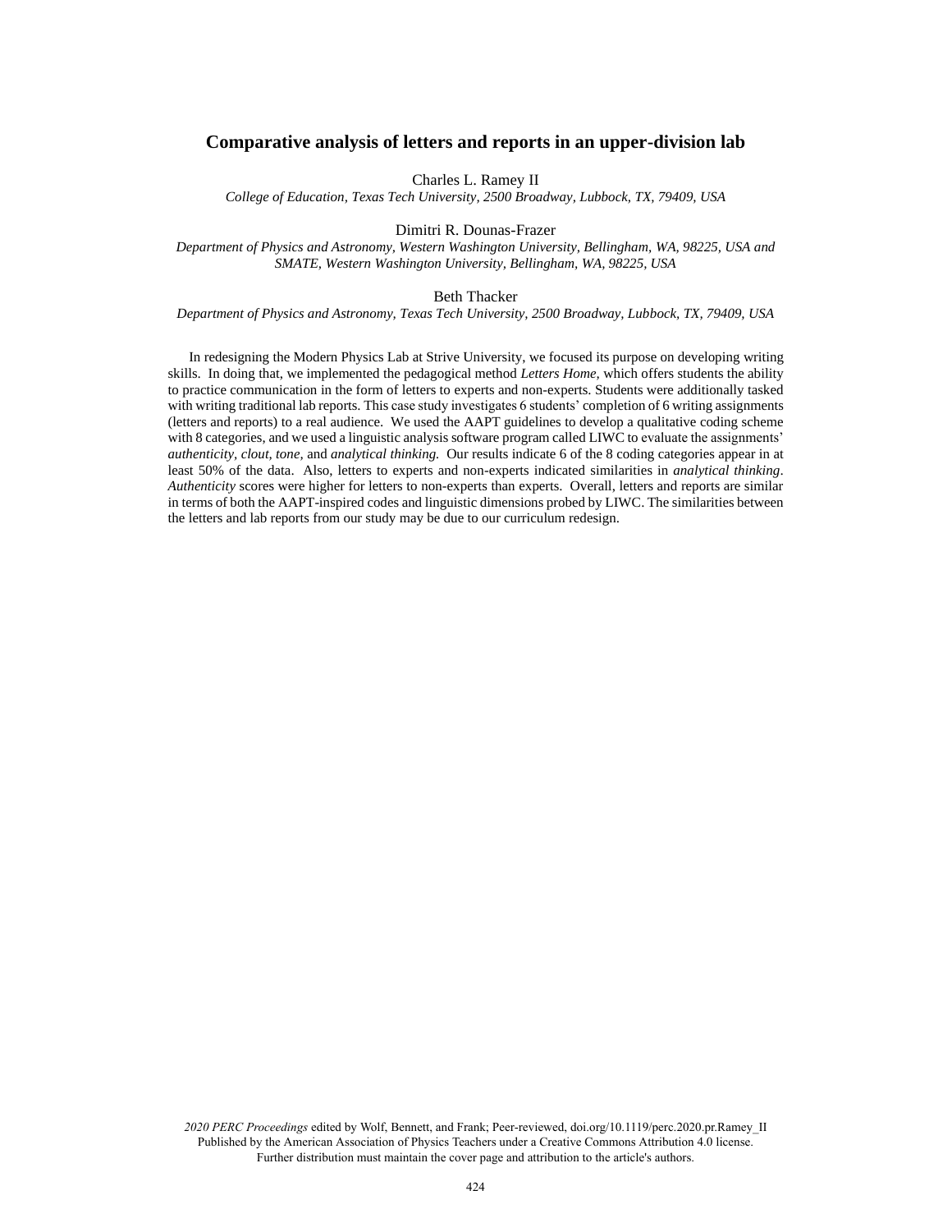# Comparative analysis of letters and reports in an upper-division lab

Charles L. Ramey II

*College of Education, Texas Tech University, 2500 Broadway, Lubbock, TX, 79409, USA*

Dimitri R. Dounas-Frazer

*Department of Physics and Astronomy, Western Washington University, Bellingham, WA, 98225, USA and SMATE, Western Washington University, Bellingham, WA, 98225, USA*

Beth Thacker

*Department of Physics and Astronomy, Texas Tech University, 2500 Broadway, Lubbock, TX, 79409, USA*

In redesigning the Modern Physics Lab at Strive University, we focused its purpose on developing writing skills. In doing that, we implemented the pedagogical method *Letters Home,* which offers students the ability to practice communication in the form of letters to experts and non-experts. Students were additionally tasked with writing traditional lab reports. This case study investigates 6 students' completion of 6 writing assignments (letters and reports) to a real audience. We used the AAPT guidelines to develop a qualitative coding scheme with 8 categories, and we used a linguistic analysis software program called LIWC to evaluate the assignments' *authenticity, clout, tone,* and *analytical thinking.* Our results indicate 6 of the 8 coding categories appear in at least 50% of the data. Also, letters to experts and non-experts indicated similarities in *analytical thinking*. *Authenticity* scores were higher for letters to non-experts than experts. Overall, letters and reports are similar in terms of both the AAPT-inspired codes and linguistic dimensions probed by LIWC. The similarities between the letters and lab reports from our study may be due to our curriculum redesign.

*2020 PERC Proceedings* edited by Wolf, Bennett, and Frank; Peer-reviewed, doi.org/10.1119/perc.2020.pr.Ramey_II
Published by the American Association of Physics Teachers under a Creative Commons Attribution 4.0 license.
Further distribution must maintain the cover page and attribution to the article's authors.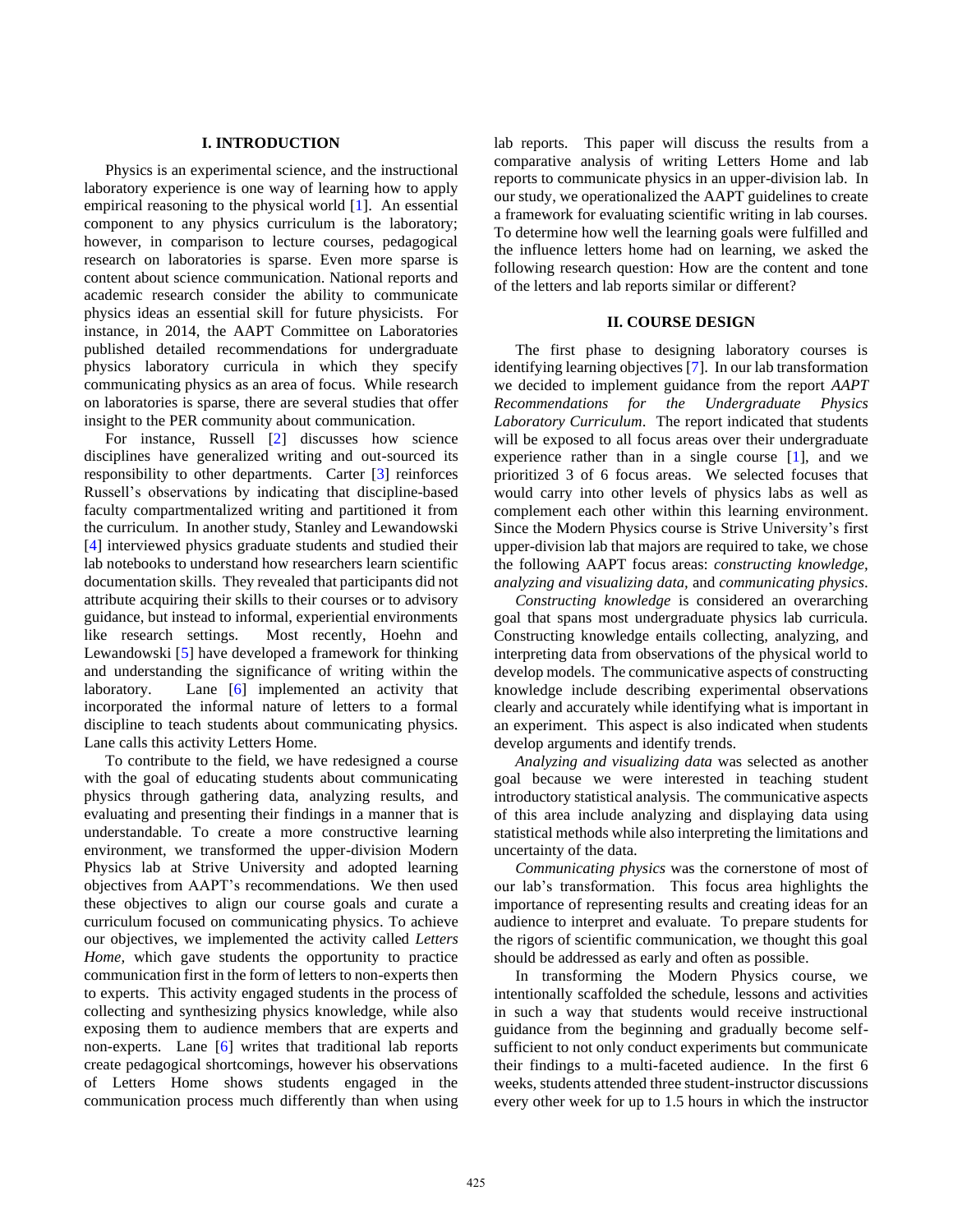## I. INTRODUCTION

Physics is an experimental science, and the instructional laboratory experience is one way of learning how to apply empirical reasoning to the physical world [1]. An essential component to any physics curriculum is the laboratory; however, in comparison to lecture courses, pedagogical research on laboratories is sparse. Even more sparse is content about science communication. National reports and academic research consider the ability to communicate physics ideas an essential skill for future physicists. For instance, in 2014, the AAPT Committee on Laboratories published detailed recommendations for undergraduate physics laboratory curricula in which they specify communicating physics as an area of focus. While research on laboratories is sparse, there are several studies that offer insight to the PER community about communication.

For instance, Russell [2] discusses how science disciplines have generalized writing and out-sourced its responsibility to other departments. Carter [3] reinforces Russell's observations by indicating that discipline-based faculty compartmentalized writing and partitioned it from the curriculum. In another study, Stanley and Lewandowski [4] interviewed physics graduate students and studied their lab notebooks to understand how researchers learn scientific documentation skills. They revealed that participants did not attribute acquiring their skills to their courses or to advisory guidance, but instead to informal, experiential environments like research settings. Most recently, Hoehn and Lewandowski [5] have developed a framework for thinking and understanding the significance of writing within the laboratory. Lane [6] implemented an activity that incorporated the informal nature of letters to a formal discipline to teach students about communicating physics. Lane calls this activity Letters Home.

To contribute to the field, we have redesigned a course with the goal of educating students about communicating physics through gathering data, analyzing results, and evaluating and presenting their findings in a manner that is understandable. To create a more constructive learning environment, we transformed the upper-division Modern Physics lab at Strive University and adopted learning objectives from AAPT's recommendations. We then used these objectives to align our course goals and curate a curriculum focused on communicating physics. To achieve our objectives, we implemented the activity called *Letters Home,* which gave students the opportunity to practice communication first in the form of letters to non-experts then to experts. This activity engaged students in the process of collecting and synthesizing physics knowledge, while also exposing them to audience members that are experts and non-experts. Lane [6] writes that traditional lab reports create pedagogical shortcomings, however his observations of Letters Home shows students engaged in the communication process much differently than when using lab reports. This paper will discuss the results from a comparative analysis of writing Letters Home and lab reports to communicate physics in an upper-division lab. In our study, we operationalized the AAPT guidelines to create a framework for evaluating scientific writing in lab courses. To determine how well the learning goals were fulfilled and the influence letters home had on learning, we asked the following research question: How are the content and tone of the letters and lab reports similar or different?

## II. COURSE DESIGN

The first phase to designing laboratory courses is identifying learning objectives [7]. In our lab transformation we decided to implement guidance from the report *AAPT Recommendations for the Undergraduate Physics Laboratory Curriculum*. The report indicated that students will be exposed to all focus areas over their undergraduate experience rather than in a single course [1], and we prioritized 3 of 6 focus areas. We selected focuses that would carry into other levels of physics labs as well as complement each other within this learning environment. Since the Modern Physics course is Strive University's first upper-division lab that majors are required to take, we chose the following AAPT focus areas: *constructing knowledge, analyzing and visualizing data,* and *communicating physics*.

*Constructing knowledge* is considered an overarching goal that spans most undergraduate physics lab curricula. Constructing knowledge entails collecting, analyzing, and interpreting data from observations of the physical world to develop models. The communicative aspects of constructing knowledge include describing experimental observations clearly and accurately while identifying what is important in an experiment. This aspect is also indicated when students develop arguments and identify trends.

*Analyzing and visualizing data* was selected as another goal because we were interested in teaching student introductory statistical analysis. The communicative aspects of this area include analyzing and displaying data using statistical methods while also interpreting the limitations and uncertainty of the data.

*Communicating physics* was the cornerstone of most of our lab's transformation. This focus area highlights the importance of representing results and creating ideas for an audience to interpret and evaluate. To prepare students for the rigors of scientific communication, we thought this goal should be addressed as early and often as possible.

In transforming the Modern Physics course, we intentionally scaffolded the schedule, lessons and activities in such a way that students would receive instructional guidance from the beginning and gradually become self-sufficient to not only conduct experiments but communicate their findings to a multi-faceted audience. In the first 6 weeks, students attended three student-instructor discussions every other week for up to 1.5 hours in which the instructor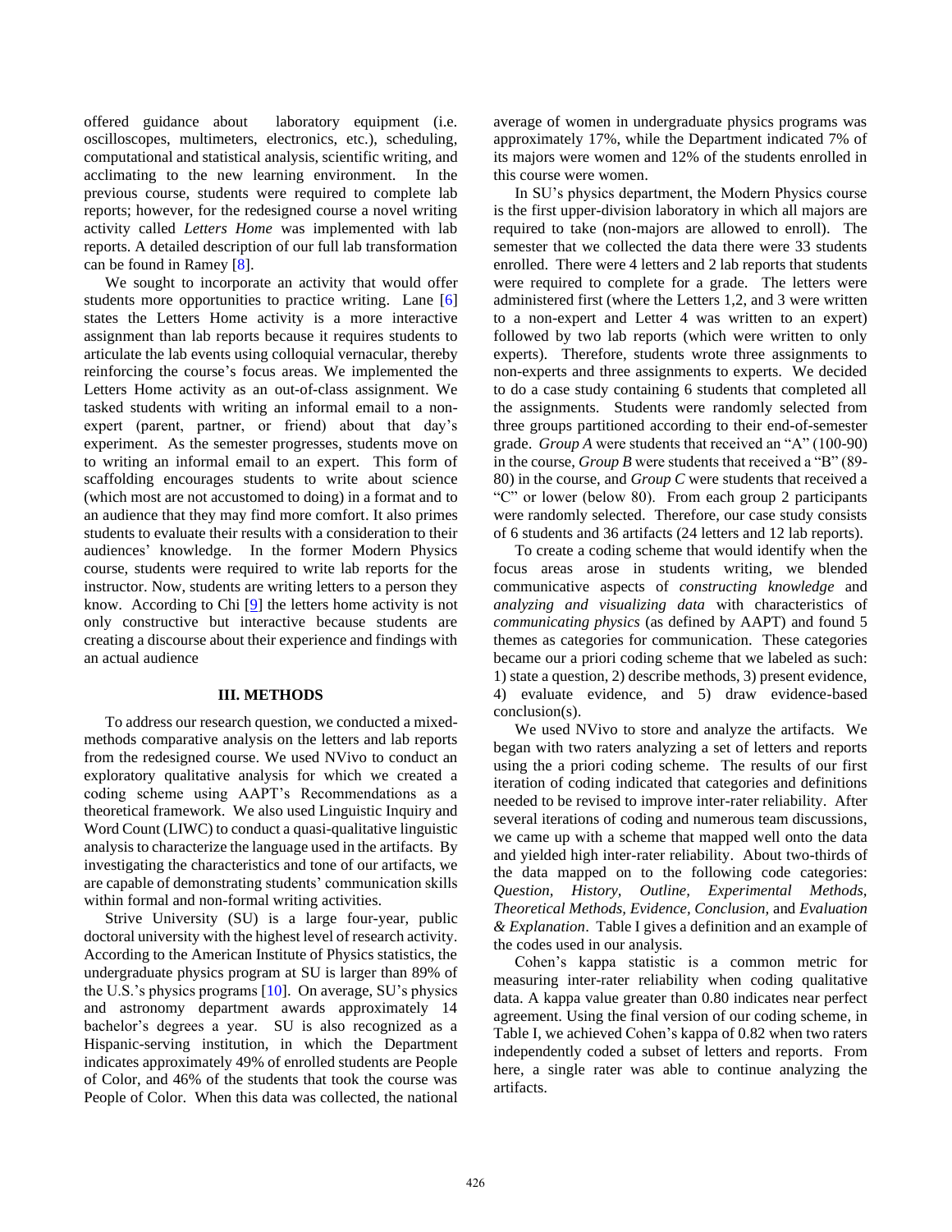offered guidance about laboratory equipment (i.e. oscilloscopes, multimeters, electronics, etc.), scheduling, computational and statistical analysis, scientific writing, and acclimating to the new learning environment. In the previous course, students were required to complete lab reports; however, for the redesigned course a novel writing activity called *Letters Home* was implemented with lab reports. A detailed description of our full lab transformation can be found in Ramey [8].

We sought to incorporate an activity that would offer students more opportunities to practice writing. Lane [6] states the Letters Home activity is a more interactive assignment than lab reports because it requires students to articulate the lab events using colloquial vernacular, thereby reinforcing the course's focus areas. We implemented the Letters Home activity as an out-of-class assignment. We tasked students with writing an informal email to a non-expert (parent, partner, or friend) about that day's experiment. As the semester progresses, students move on to writing an informal email to an expert. This form of scaffolding encourages students to write about science (which most are not accustomed to doing) in a format and to an audience that they may find more comfort. It also primes students to evaluate their results with a consideration to their audiences' knowledge. In the former Modern Physics course, students were required to write lab reports for the instructor. Now, students are writing letters to a person they know. According to Chi [9] the letters home activity is not only constructive but interactive because students are creating a discourse about their experience and findings with an actual audience

## III. METHODS

To address our research question, we conducted a mixed-methods comparative analysis on the letters and lab reports from the redesigned course. We used NVivo to conduct an exploratory qualitative analysis for which we created a coding scheme using AAPT's Recommendations as a theoretical framework. We also used Linguistic Inquiry and Word Count (LIWC) to conduct a quasi-qualitative linguistic analysis to characterize the language used in the artifacts. By investigating the characteristics and tone of our artifacts, we are capable of demonstrating students' communication skills within formal and non-formal writing activities.

Strive University (SU) is a large four-year, public doctoral university with the highest level of research activity. According to the American Institute of Physics statistics, the undergraduate physics program at SU is larger than 89% of the U.S.'s physics programs [10]. On average, SU's physics and astronomy department awards approximately 14 bachelor's degrees a year. SU is also recognized as a Hispanic-serving institution, in which the Department indicates approximately 49% of enrolled students are People of Color, and 46% of the students that took the course was People of Color. When this data was collected, the national average of women in undergraduate physics programs was approximately 17%, while the Department indicated 7% of its majors were women and 12% of the students enrolled in this course were women.

In SU's physics department, the Modern Physics course is the first upper-division laboratory in which all majors are required to take (non-majors are allowed to enroll). The semester that we collected the data there were 33 students enrolled. There were 4 letters and 2 lab reports that students were required to complete for a grade. The letters were administered first (where the Letters 1,2, and 3 were written to a non-expert and Letter 4 was written to an expert) followed by two lab reports (which were written to only experts). Therefore, students wrote three assignments to non-experts and three assignments to experts. We decided to do a case study containing 6 students that completed all the assignments. Students were randomly selected from three groups partitioned according to their end-of-semester grade. *Group A* were students that received an "A" (100-90) in the course, *Group B* were students that received a "B" (89-80) in the course, and *Group C* were students that received a "C" or lower (below 80). From each group 2 participants were randomly selected. Therefore, our case study consists of 6 students and 36 artifacts (24 letters and 12 lab reports).

To create a coding scheme that would identify when the focus areas arose in students writing, we blended communicative aspects of *constructing knowledge* and *analyzing and visualizing data* with characteristics of *communicating physics* (as defined by AAPT) and found 5 themes as categories for communication. These categories became our a priori coding scheme that we labeled as such: 1) state a question, 2) describe methods, 3) present evidence, 4) evaluate evidence, and 5) draw evidence-based conclusion(s).

We used NVivo to store and analyze the artifacts. We began with two raters analyzing a set of letters and reports using the a priori coding scheme. The results of our first iteration of coding indicated that categories and definitions needed to be revised to improve inter-rater reliability. After several iterations of coding and numerous team discussions, we came up with a scheme that mapped well onto the data and yielded high inter-rater reliability. About two-thirds of the data mapped on to the following code categories: *Question, History, Outline, Experimental Methods, Theoretical Methods, Evidence, Conclusion,* and *Evaluation & Explanation*. Table I gives a definition and an example of the codes used in our analysis.

Cohen's kappa statistic is a common metric for measuring inter-rater reliability when coding qualitative data. A kappa value greater than 0.80 indicates near perfect agreement. Using the final version of our coding scheme, in Table I, we achieved Cohen's kappa of 0.82 when two raters independently coded a subset of letters and reports. From here, a single rater was able to continue analyzing the artifacts.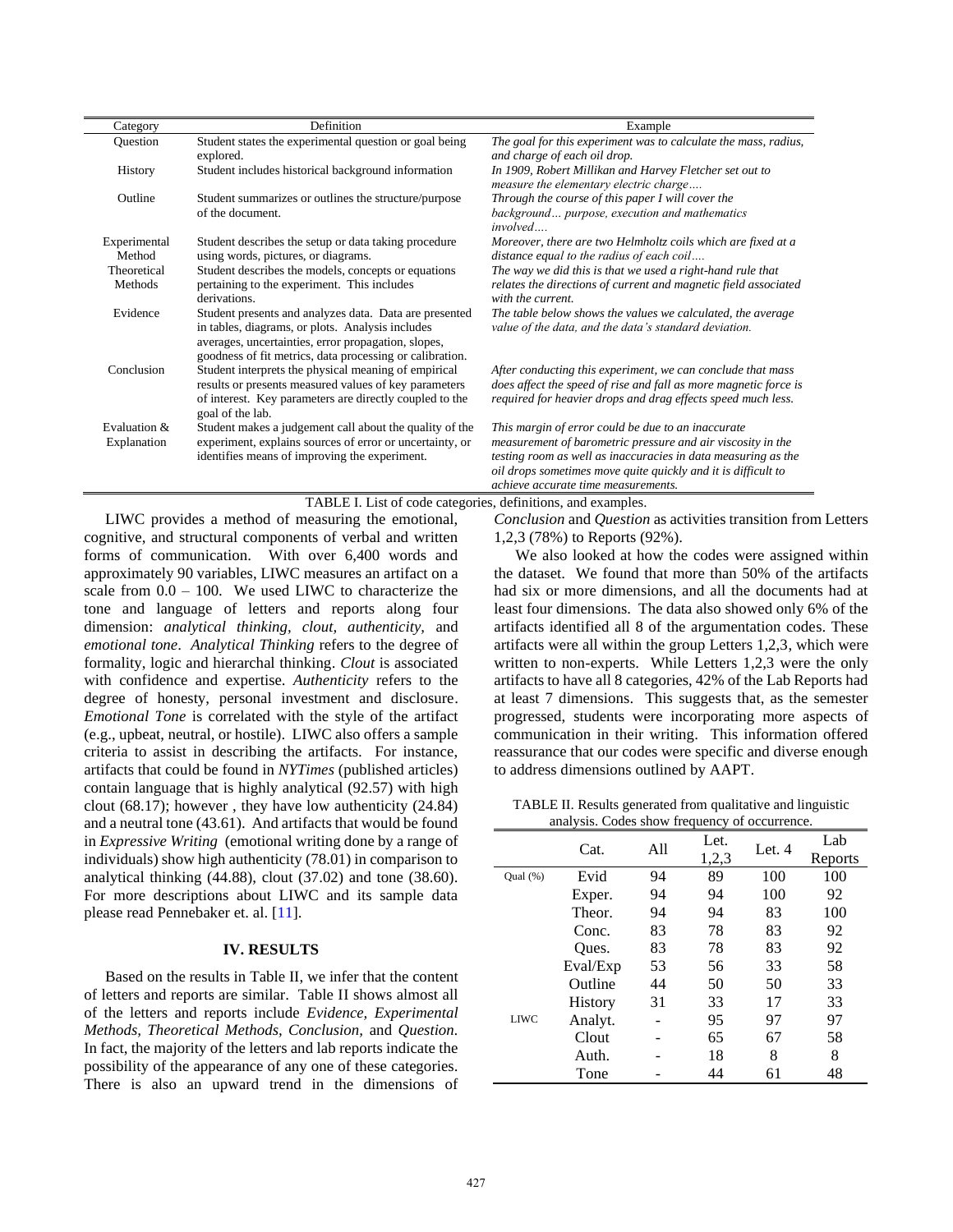| Category | Definition | Example |
|---|---|---|
| Question | Student states the experimental question or goal being explored. | *The goal for this experiment was to calculate the mass, radius, and charge of each oil drop.* |
| History | Student includes historical background information | *In 1909, Robert Millikan and Harvey Fletcher set out to measure the elementary electric charge….* |
| Outline | Student summarizes or outlines the structure/purpose of the document. | *Through the course of this paper I will cover the background… purpose, execution and mathematics involved….* |
| Experimental Method | Student describes the setup or data taking procedure using words, pictures, or diagrams. | *Moreover, there are two Helmholtz coils which are fixed at a distance equal to the radius of each coil….* |
| Theoretical Methods | Student describes the models, concepts or equations pertaining to the experiment. This includes derivations. | *The way we did this is that we used a right-hand rule that relates the directions of current and magnetic field associated with the current.* |
| Evidence | Student presents and analyzes data. Data are presented in tables, diagrams, or plots. Analysis includes averages, uncertainties, error propagation, slopes, goodness of fit metrics, data processing or calibration. | *The table below shows the values we calculated, the average value of the data, and the data's standard deviation.* |
| Conclusion | Student interprets the physical meaning of empirical results or presents measured values of key parameters of interest. Key parameters are directly coupled to the goal of the lab. | *After conducting this experiment, we can conclude that mass does affect the speed of rise and fall as more magnetic force is required for heavier drops and drag effects speed much less.* |
| Evaluation & Explanation | Student makes a judgement call about the quality of the experiment, explains sources of error or uncertainty, or identifies means of improving the experiment. | *This margin of error could be due to an inaccurate measurement of barometric pressure and air viscosity in the testing room as well as inaccuracies in data measuring as the oil drops sometimes move quite quickly and it is difficult to achieve accurate time measurements.* |

TABLE I. List of code categories, definitions, and examples.

LIWC provides a method of measuring the emotional, cognitive, and structural components of verbal and written forms of communication. With over 6,400 words and approximately 90 variables, LIWC measures an artifact on a scale from 0.0 – 100. We used LIWC to characterize the tone and language of letters and reports along four dimension: *analytical thinking, clout, authenticity,* and *emotional tone*. *Analytical Thinking* refers to the degree of formality, logic and hierarchal thinking. *Clout* is associated with confidence and expertise. *Authenticity* refers to the degree of honesty, personal investment and disclosure. *Emotional Tone* is correlated with the style of the artifact (e.g., upbeat, neutral, or hostile). LIWC also offers a sample criteria to assist in describing the artifacts. For instance, artifacts that could be found in *NYTimes* (published articles) contain language that is highly analytical (92.57) with high clout (68.17); however , they have low authenticity (24.84) and a neutral tone (43.61). And artifacts that would be found in *Expressive Writing* (emotional writing done by a range of individuals) show high authenticity (78.01) in comparison to analytical thinking (44.88), clout (37.02) and tone (38.60). For more descriptions about LIWC and its sample data please read Pennebaker et. al. [11].

## IV. RESULTS

Based on the results in Table II, we infer that the content of letters and reports are similar. Table II shows almost all of the letters and reports include *Evidence, Experimental Methods, Theoretical Methods, Conclusion,* and *Question*. In fact, the majority of the letters and lab reports indicate the possibility of the appearance of any one of these categories. There is also an upward trend in the dimensions of *Conclusion* and *Question* as activities transition from Letters 1,2,3 (78%) to Reports (92%).

We also looked at how the codes were assigned within the dataset. We found that more than 50% of the artifacts had six or more dimensions, and all the documents had at least four dimensions. The data also showed only 6% of the artifacts identified all 8 of the argumentation codes. These artifacts were all within the group Letters 1,2,3, which were written to non-experts. While Letters 1,2,3 were the only artifacts to have all 8 categories, 42% of the Lab Reports had at least 7 dimensions. This suggests that, as the semester progressed, students were incorporating more aspects of communication in their writing. This information offered reassurance that our codes were specific and diverse enough to address dimensions outlined by AAPT.

TABLE II. Results generated from qualitative and linguistic analysis. Codes show frequency of occurrence.

| | Cat. | All | Let. 1,2,3 | Let. 4 | Lab Reports |
|---|---|---|---|---|---|
| Qual (%) | Evid | 94 | 89 | 100 | 100 |
| | Exper. | 94 | 94 | 100 | 92 |
| | Theor. | 94 | 94 | 83 | 100 |
| | Conc. | 83 | 78 | 83 | 92 |
| | Ques. | 83 | 78 | 83 | 92 |
| | Eval/Exp | 53 | 56 | 33 | 58 |
| | Outline | 44 | 50 | 50 | 33 |
| | History | 31 | 33 | 17 | 33 |
| LIWC | Analyt. | - | 95 | 97 | 97 |
| | Clout | - | 65 | 67 | 58 |
| | Auth. | - | 18 | 8 | 8 |
| | Tone | - | 44 | 61 | 48 |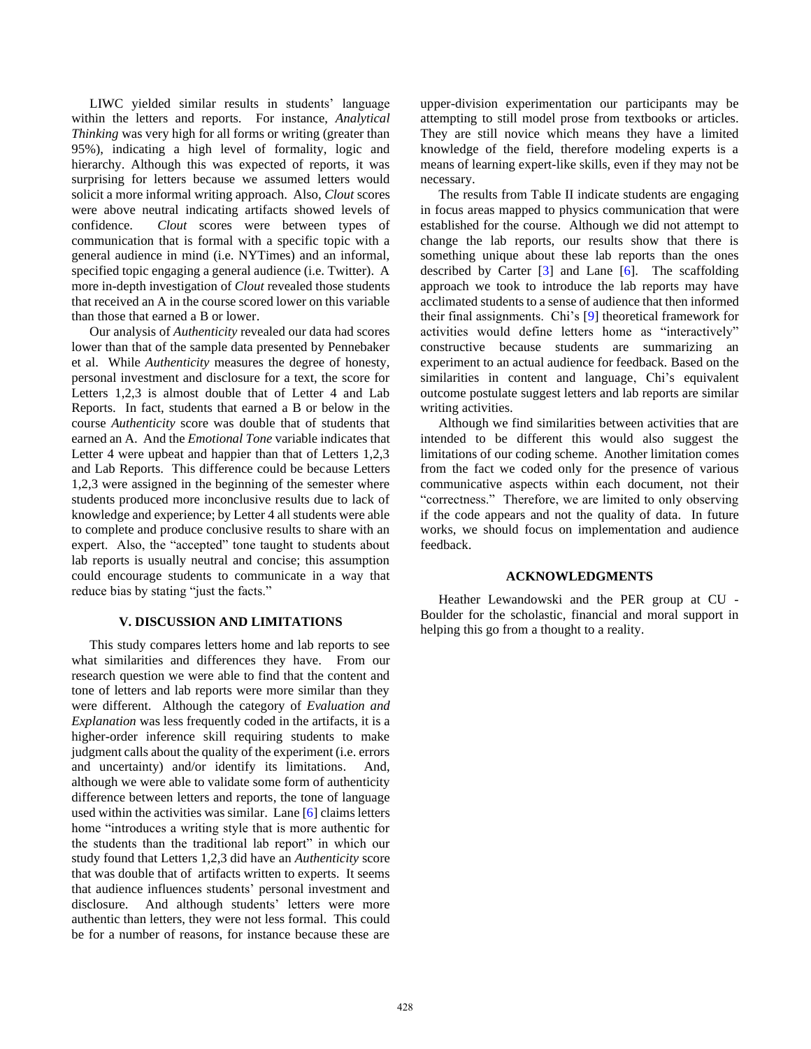LIWC yielded similar results in students' language within the letters and reports. For instance, *Analytical Thinking* was very high for all forms or writing (greater than 95%), indicating a high level of formality, logic and hierarchy. Although this was expected of reports, it was surprising for letters because we assumed letters would solicit a more informal writing approach. Also, *Clout* scores were above neutral indicating artifacts showed levels of confidence. *Clout* scores were between types of communication that is formal with a specific topic with a general audience in mind (i.e. NYTimes) and an informal, specified topic engaging a general audience (i.e. Twitter). A more in-depth investigation of *Clout* revealed those students that received an A in the course scored lower on this variable than those that earned a B or lower.

Our analysis of *Authenticity* revealed our data had scores lower than that of the sample data presented by Pennebaker et al. While *Authenticity* measures the degree of honesty, personal investment and disclosure for a text, the score for Letters 1,2,3 is almost double that of Letter 4 and Lab Reports. In fact, students that earned a B or below in the course *Authenticity* score was double that of students that earned an A. And the *Emotional Tone* variable indicates that Letter 4 were upbeat and happier than that of Letters 1,2,3 and Lab Reports. This difference could be because Letters 1,2,3 were assigned in the beginning of the semester where students produced more inconclusive results due to lack of knowledge and experience; by Letter 4 all students were able to complete and produce conclusive results to share with an expert. Also, the "accepted" tone taught to students about lab reports is usually neutral and concise; this assumption could encourage students to communicate in a way that reduce bias by stating "just the facts."

## V. DISCUSSION AND LIMITATIONS

This study compares letters home and lab reports to see what similarities and differences they have. From our research question we were able to find that the content and tone of letters and lab reports were more similar than they were different. Although the category of *Evaluation and Explanation* was less frequently coded in the artifacts, it is a higher-order inference skill requiring students to make judgment calls about the quality of the experiment (i.e. errors and uncertainty) and/or identify its limitations. And, although we were able to validate some form of authenticity difference between letters and reports, the tone of language used within the activities was similar. Lane [6] claims letters home "introduces a writing style that is more authentic for the students than the traditional lab report" in which our study found that Letters 1,2,3 did have an *Authenticity* score that was double that of artifacts written to experts. It seems that audience influences students' personal investment and disclosure. And although students' letters were more authentic than letters, they were not less formal. This could be for a number of reasons, for instance because these are upper-division experimentation our participants may be attempting to still model prose from textbooks or articles. They are still novice which means they have a limited knowledge of the field, therefore modeling experts is a means of learning expert-like skills, even if they may not be necessary.

The results from Table II indicate students are engaging in focus areas mapped to physics communication that were established for the course. Although we did not attempt to change the lab reports, our results show that there is something unique about these lab reports than the ones described by Carter [3] and Lane [6]. The scaffolding approach we took to introduce the lab reports may have acclimated students to a sense of audience that then informed their final assignments. Chi's [9] theoretical framework for activities would define letters home as "interactively" constructive because students are summarizing an experiment to an actual audience for feedback. Based on the similarities in content and language, Chi's equivalent outcome postulate suggest letters and lab reports are similar writing activities.

Although we find similarities between activities that are intended to be different this would also suggest the limitations of our coding scheme. Another limitation comes from the fact we coded only for the presence of various communicative aspects within each document, not their "correctness." Therefore, we are limited to only observing if the code appears and not the quality of data. In future works, we should focus on implementation and audience feedback.

## ACKNOWLEDGMENTS

Heather Lewandowski and the PER group at CU - Boulder for the scholastic, financial and moral support in helping this go from a thought to a reality.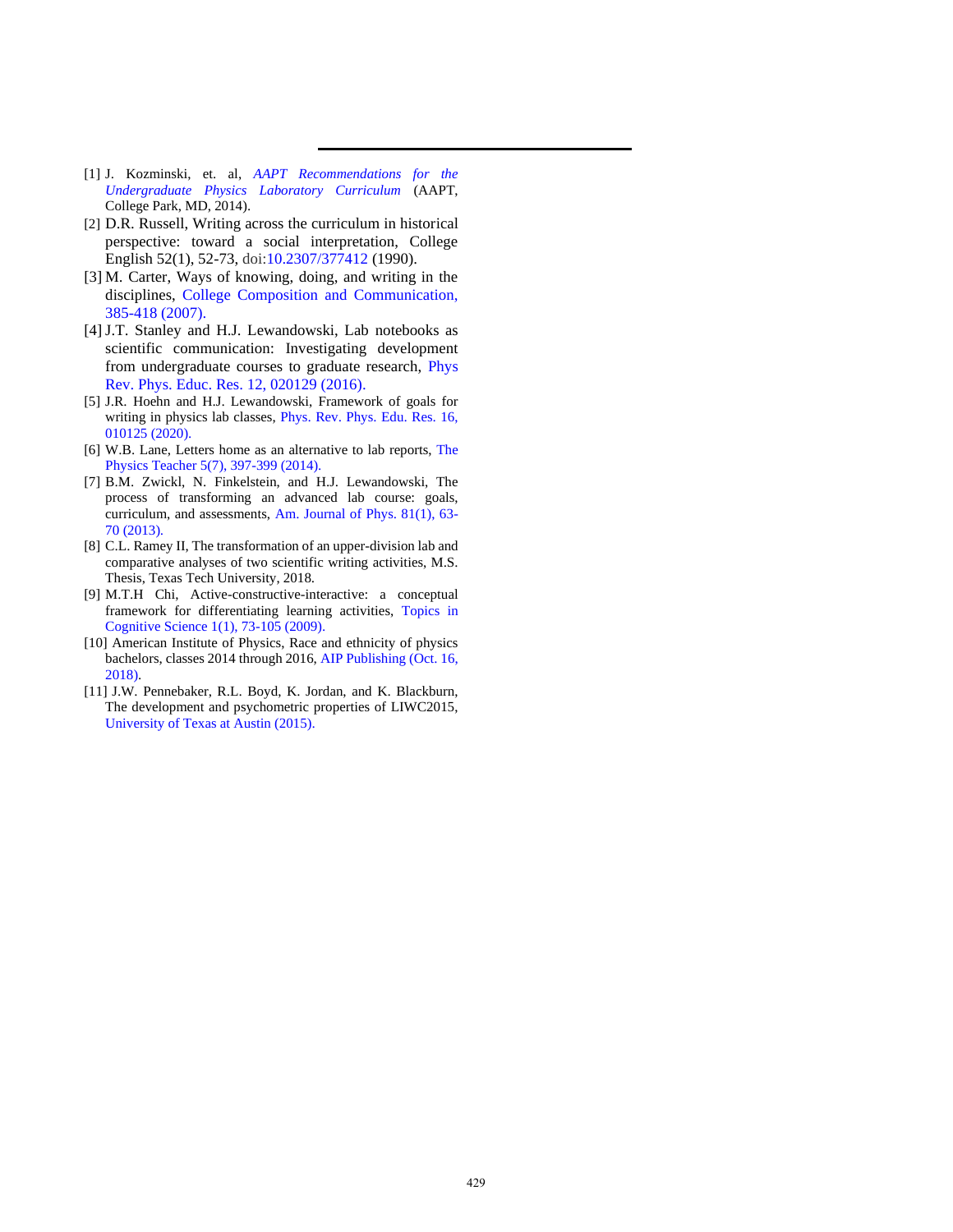[1] J. Kozminski, et. al, *AAPT Recommendations for the Undergraduate Physics Laboratory Curriculum* (AAPT, College Park, MD, 2014).

[2] D.R. Russell, Writing across the curriculum in historical perspective: toward a social interpretation, College English 52(1), 52-73, doi:10.2307/377412 (1990).

[3] M. Carter, Ways of knowing, doing, and writing in the disciplines, College Composition and Communication, 385-418 (2007).

[4] J.T. Stanley and H.J. Lewandowski, Lab notebooks as scientific communication: Investigating development from undergraduate courses to graduate research, Phys Rev. Phys. Educ. Res. 12, 020129 (2016).

[5] J.R. Hoehn and H.J. Lewandowski, Framework of goals for writing in physics lab classes, Phys. Rev. Phys. Edu. Res. 16, 010125 (2020).

[6] W.B. Lane, Letters home as an alternative to lab reports, The Physics Teacher 5(7), 397-399 (2014).

[7] B.M. Zwickl, N. Finkelstein, and H.J. Lewandowski, The process of transforming an advanced lab course: goals, curriculum, and assessments, Am. Journal of Phys. 81(1), 63-70 (2013).

[8] C.L. Ramey II, The transformation of an upper-division lab and comparative analyses of two scientific writing activities, M.S. Thesis, Texas Tech University, 2018.

[9] M.T.H Chi, Active-constructive-interactive: a conceptual framework for differentiating learning activities, Topics in Cognitive Science 1(1), 73-105 (2009).

[10] American Institute of Physics, Race and ethnicity of physics bachelors, classes 2014 through 2016, AIP Publishing (Oct. 16, 2018).

[11] J.W. Pennebaker, R.L. Boyd, K. Jordan, and K. Blackburn, The development and psychometric properties of LIWC2015, University of Texas at Austin (2015).